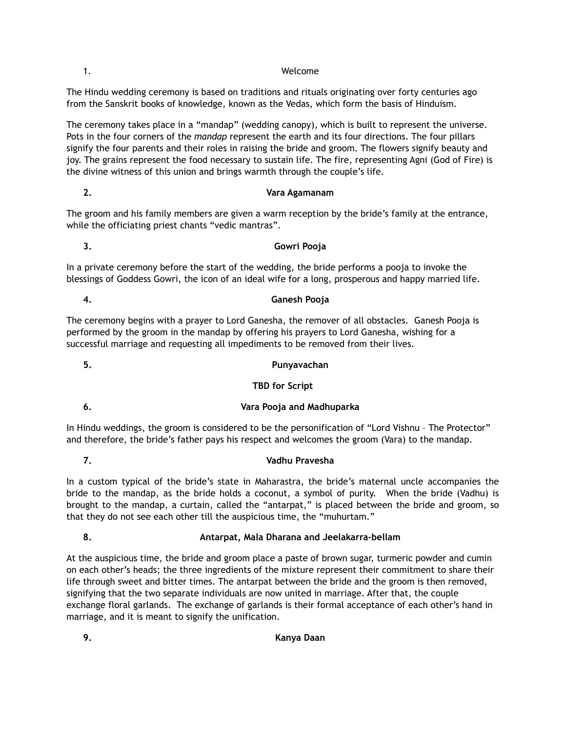## 1. Welcome

The Hindu wedding ceremony is based on traditions and rituals originating over forty centuries ago from the Sanskrit books of knowledge, known as the Vedas, which form the basis of Hinduism.

The ceremony takes place in a "mandap" (wedding canopy), which is built to represent the universe. Pots in the four corners of the *mandap* represent the earth and its four directions. The four pillars signify the four parents and their roles in raising the bride and groom. The flowers signify beauty and joy. The grains represent the food necessary to sustain life. The fire, representing Agni (God of Fire) is the divine witness of this union and brings warmth through the couple's life.

## 2. Vara Agamanam

The groom and his family members are given a warm reception by the bride's family at the entrance, while the officiating priest chants "vedic mantras".

## 3. Gowri Pooja

In a private ceremony before the start of the wedding, the bride performs a pooja to invoke the blessings of Goddess Gowri, the icon of an ideal wife for a long, prosperous and happy married life.

## 4. Ganesh Pooja

The ceremony begins with a prayer to Lord Ganesha, the remover of all obstacles. Ganesh Pooja is performed by the groom in the mandap by offering his prayers to Lord Ganesha, wishing for a successful marriage and requesting all impediments to be removed from their lives.

## 5. Punyavachan

**TBD for Script**

## 6. Vara Pooja and Madhuparka

In Hindu weddings, the groom is considered to be the personification of "Lord Vishnu – The Protector" and therefore, the bride's father pays his respect and welcomes the groom (Vara) to the mandap.

## 7. Vadhu Pravesha

In a custom typical of the bride's state in Maharastra, the bride's maternal uncle accompanies the bride to the mandap, as the bride holds a coconut, a symbol of purity. When the bride (Vadhu) is brought to the mandap, a curtain, called the "antarpat," is placed between the bride and groom, so that they do not see each other till the auspicious time, the "muhurtam."

## 8. Antarpat, Mala Dharana and Jeelakarra-bellam

At the auspicious time, the bride and groom place a paste of brown sugar, turmeric powder and cumin on each other's heads; the three ingredients of the mixture represent their commitment to share their life through sweet and bitter times. The antarpat between the bride and the groom is then removed, signifying that the two separate individuals are now united in marriage. After that, the couple exchange floral garlands. The exchange of garlands is their formal acceptance of each other's hand in marriage, and it is meant to signify the unification.

## 9. Kanya Daan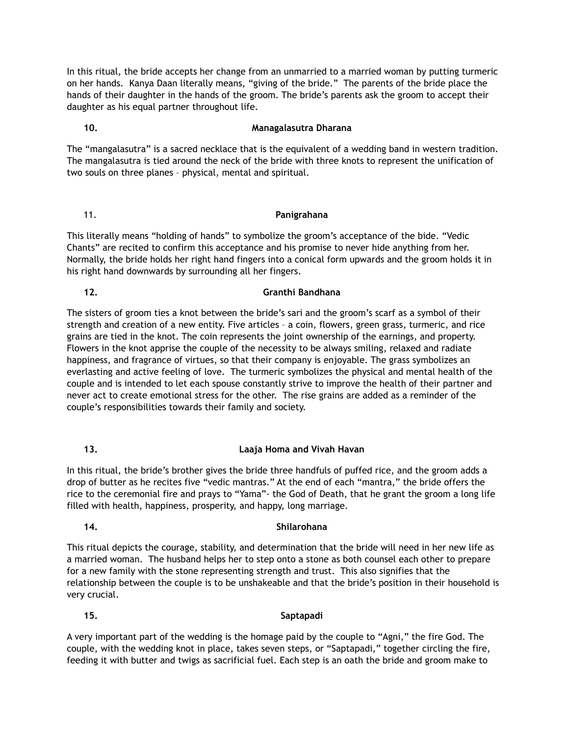In this ritual, the bride accepts her change from an unmarried to a married woman by putting turmeric on her hands. Kanya Daan literally means, "giving of the bride." The parents of the bride place the hands of their daughter in the hands of the groom. The bride's parents ask the groom to accept their daughter as his equal partner throughout life.

### 10. Managalasutra Dharana

The "mangalasutra" is a sacred necklace that is the equivalent of a wedding band in western tradition. The mangalasutra is tied around the neck of the bride with three knots to represent the unification of two souls on three planes – physical, mental and spiritual.

### 11. Panigrahana

This literally means "holding of hands" to symbolize the groom's acceptance of the bide. "Vedic Chants" are recited to confirm this acceptance and his promise to never hide anything from her. Normally, the bride holds her right hand fingers into a conical form upwards and the groom holds it in his right hand downwards by surrounding all her fingers.

### 12. Granthi Bandhana

The sisters of groom ties a knot between the bride's sari and the groom's scarf as a symbol of their strength and creation of a new entity. Five articles – a coin, flowers, green grass, turmeric, and rice grains are tied in the knot. The coin represents the joint ownership of the earnings, and property. Flowers in the knot apprise the couple of the necessity to be always smiling, relaxed and radiate happiness, and fragrance of virtues, so that their company is enjoyable. The grass symbolizes an everlasting and active feeling of love. The turmeric symbolizes the physical and mental health of the couple and is intended to let each spouse constantly strive to improve the health of their partner and never act to create emotional stress for the other. The rise grains are added as a reminder of the couple's responsibilities towards their family and society.

### 13. Laaja Homa and Vivah Havan

In this ritual, the bride's brother gives the bride three handfuls of puffed rice, and the groom adds a drop of butter as he recites five "vedic mantras." At the end of each "mantra," the bride offers the rice to the ceremonial fire and prays to "Yama"- the God of Death, that he grant the groom a long life filled with health, happiness, prosperity, and happy, long marriage.

### 14. Shilarohana

This ritual depicts the courage, stability, and determination that the bride will need in her new life as a married woman. The husband helps her to step onto a stone as both counsel each other to prepare for a new family with the stone representing strength and trust. This also signifies that the relationship between the couple is to be unshakeable and that the bride's position in their household is very crucial.

### 15. Saptapadi

A very important part of the wedding is the homage paid by the couple to "Agni," the fire God. The couple, with the wedding knot in place, takes seven steps, or "Saptapadi," together circling the fire, feeding it with butter and twigs as sacrificial fuel. Each step is an oath the bride and groom make to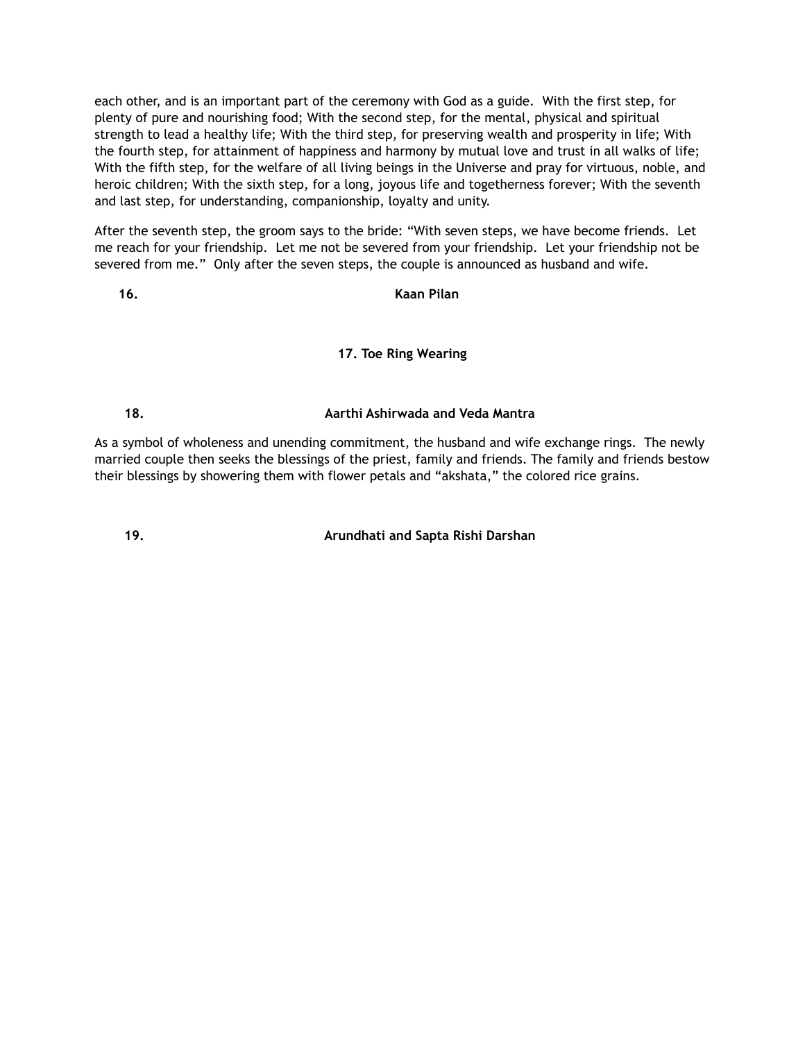each other, and is an important part of the ceremony with God as a guide. With the first step, for plenty of pure and nourishing food; With the second step, for the mental, physical and spiritual strength to lead a healthy life; With the third step, for preserving wealth and prosperity in life; With the fourth step, for attainment of happiness and harmony by mutual love and trust in all walks of life; With the fifth step, for the welfare of all living beings in the Universe and pray for virtuous, noble, and heroic children; With the sixth step, for a long, joyous life and togetherness forever; With the seventh and last step, for understanding, companionship, loyalty and unity.

After the seventh step, the groom says to the bride: "With seven steps, we have become friends. Let me reach for your friendship. Let me not be severed from your friendship. Let your friendship not be severed from me." Only after the seven steps, the couple is announced as husband and wife.

**16. Kaan Pilan**

**17. Toe Ring Wearing**

**18. Aarthi Ashirwada and Veda Mantra**

As a symbol of wholeness and unending commitment, the husband and wife exchange rings. The newly married couple then seeks the blessings of the priest, family and friends. The family and friends bestow their blessings by showering them with flower petals and "akshata," the colored rice grains.

**19. Arundhati and Sapta Rishi Darshan**